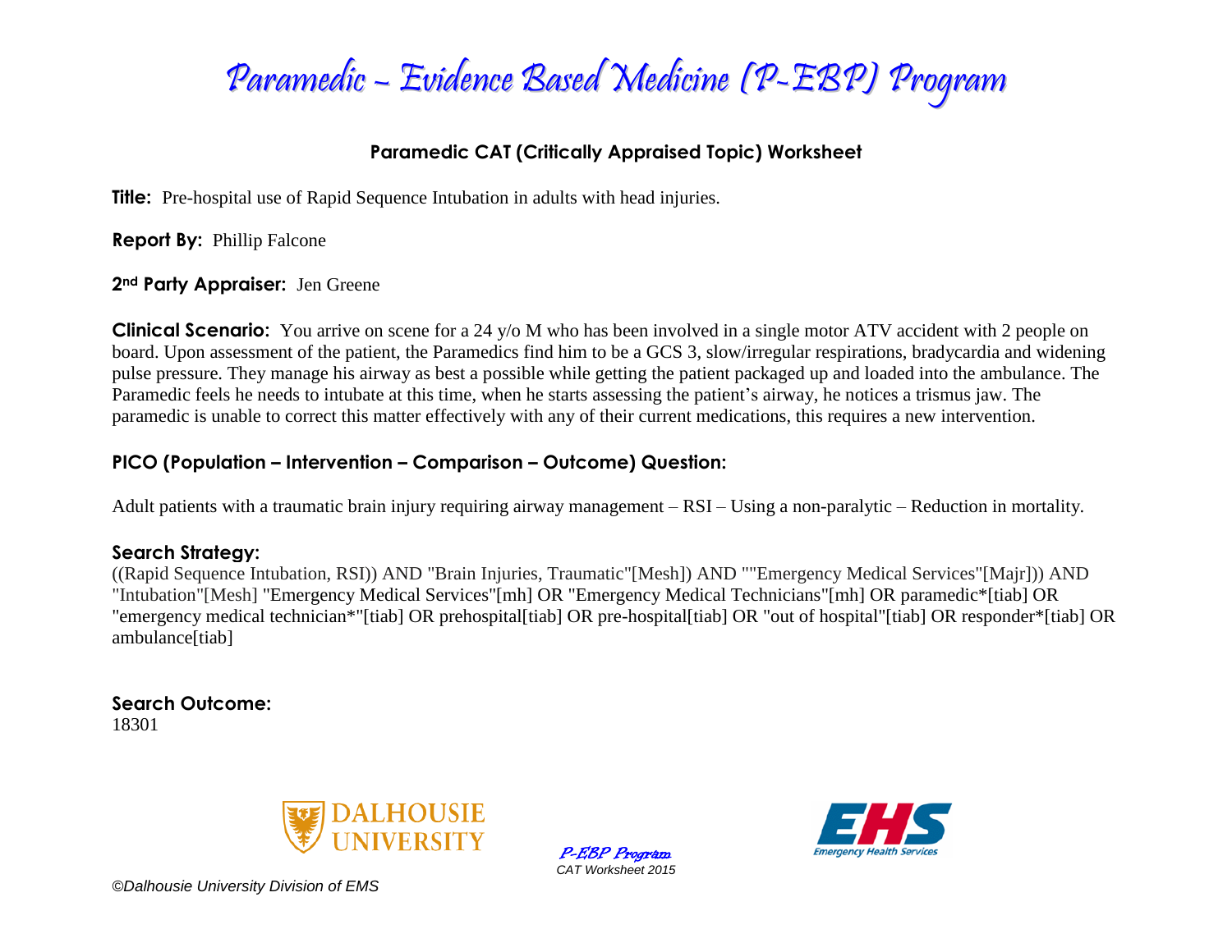# Paramedic – Evidence Based Medicine (P-EBP) Program

## Paramedic CAT (Critically Appraised Topic) Worksheet

**Title:** Pre-hospital use of Rapid Sequence Intubation in adults with head injuries.

**Report By:** Phillip Falcone

**2nd Party Appraiser:** Jen Greene

**Clinical Scenario:** You arrive on scene for a 24 y/o M who has been involved in a single motor ATV accident with 2 people on board. Upon assessment of the patient, the Paramedics find him to be a GCS 3, slow/irregular respirations, bradycardia and widening pulse pressure. They manage his airway as best a possible while getting the patient packaged up and loaded into the ambulance. The Paramedic feels he needs to intubate at this time, when he starts assessing the patient's airway, he notices a trismus jaw. The paramedic is unable to correct this matter effectively with any of their current medications, this requires a new intervention.

### PICO (Population – Intervention – Comparison – Outcome) Question:

Adult patients with a traumatic brain injury requiring airway management – RSI – Using a non-paralytic – Reduction in mortality.

### Search Strategy:

((Rapid Sequence Intubation, RSI)) AND "Brain Injuries, Traumatic"[Mesh]) AND ""Emergency Medical Services"[Majr])) AND "Intubation"[Mesh] "Emergency Medical Services"[mh] OR "Emergency Medical Technicians"[mh] OR paramedic*[tiab] OR "emergency medical technician*"[tiab] OR prehospital[tiab] OR pre-hospital[tiab] OR "out of hospital"[tiab] OR responder*[tiab] OR ambulance[tiab]

### Search Outcome:

18301

P-EBP Program
CAT Worksheet 2015

©Dalhousie University Division of EMS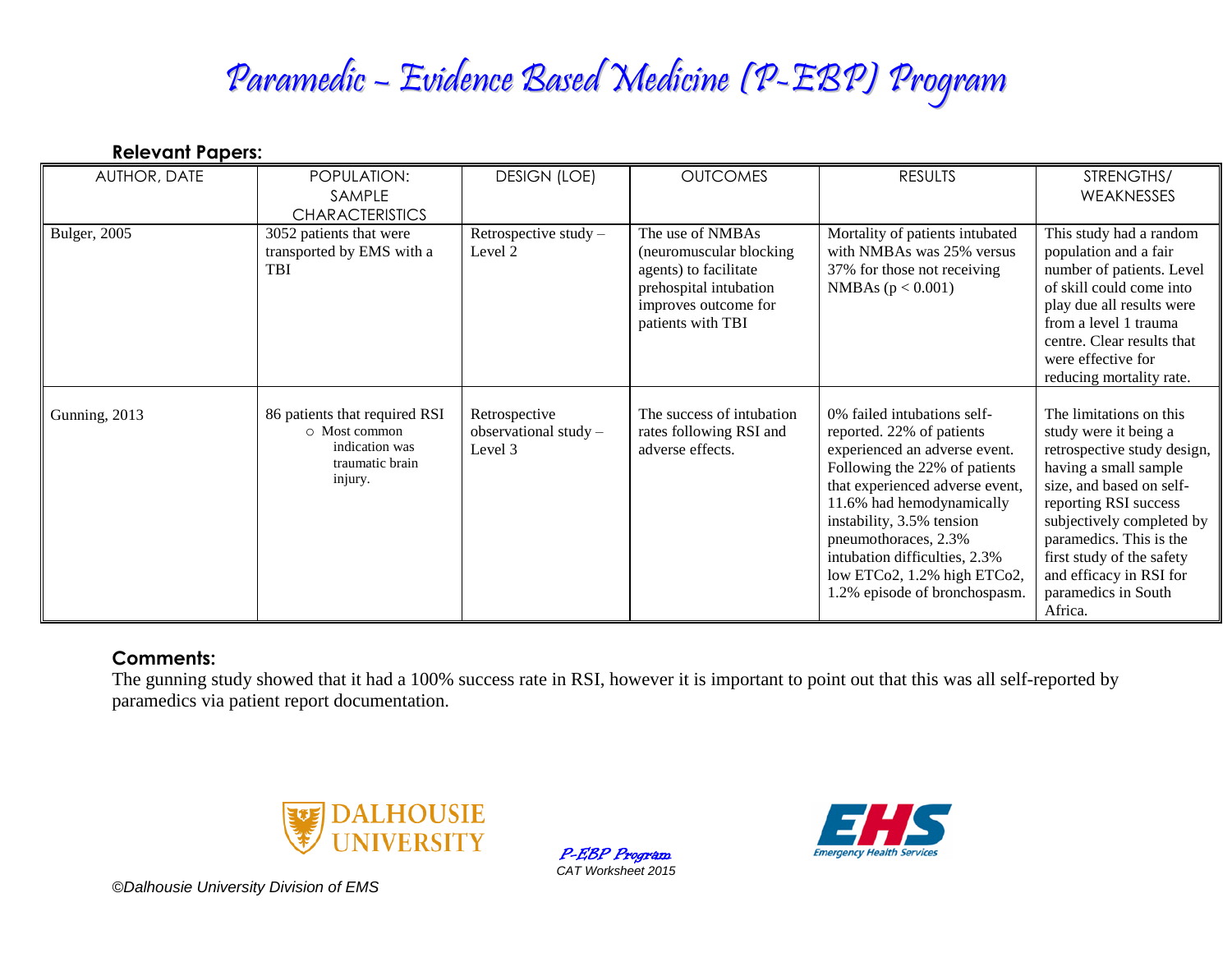# Paramedic – Evidence Based Medicine (P-EBP) Program

**Relevant Papers:**

| AUTHOR, DATE | POPULATION: SAMPLE CHARACTERISTICS | DESIGN (LOE) | OUTCOMES | RESULTS | STRENGTHS/ WEAKNESSES |
|---|---|---|---|---|---|
| Bulger, 2005 | 3052 patients that were transported by EMS with a TBI | Retrospective study – Level 2 | The use of NMBAs (neuromuscular blocking agents) to facilitate prehospital intubation improves outcome for patients with TBI | Mortality of patients intubated with NMBAs was 25% versus 37% for those not receiving NMBAs ($p < 0.001$) | This study had a random population and a fair number of patients. Level of skill could come into play due all results were from a level 1 trauma centre. Clear results that were effective for reducing mortality rate. |
| Gunning, 2013 | 86 patients that required RSI<br>○ Most common indication was traumatic brain injury. | Retrospective observational study – Level 3 | The success of intubation rates following RSI and adverse effects. | 0% failed intubations self-reported. 22% of patients experienced an adverse event. Following the 22% of patients that experienced adverse event, 11.6% had hemodynamically instability, 3.5% tension pneumothoraces, 2.3% intubation difficulties, 2.3% low ETCo2, 1.2% high ETCo2, 1.2% episode of bronchospasm. | The limitations on this study were it being a retrospective study design, having a small sample size, and based on self-reporting RSI success subjectively completed by paramedics. This is the first study of the safety and efficacy in RSI for paramedics in South Africa. |

**Comments:**

The gunning study showed that it had a 100% success rate in RSI, however it is important to point out that this was all self-reported by paramedics via patient report documentation.

*P-EBP Program*
*CAT Worksheet 2015*

*©Dalhousie University Division of EMS*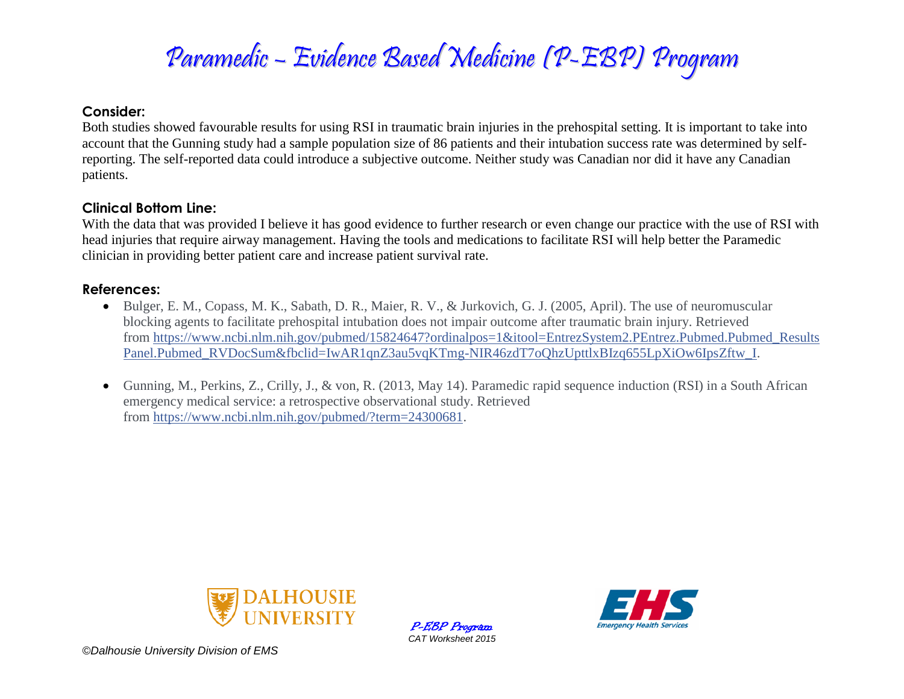**Consider:**

Both studies showed favourable results for using RSI in traumatic brain injuries in the prehospital setting. It is important to take into account that the Gunning study had a sample population size of 86 patients and their intubation success rate was determined by self-reporting. The self-reported data could introduce a subjective outcome. Neither study was Canadian nor did it have any Canadian patients.

**Clinical Bottom Line:**

With the data that was provided I believe it has good evidence to further research or even change our practice with the use of RSI with head injuries that require airway management. Having the tools and medications to facilitate RSI will help better the Paramedic clinician in providing better patient care and increase patient survival rate.

**References:**

- Bulger, E. M., Copass, M. K., Sabath, D. R., Maier, R. V., & Jurkovich, G. J. (2005, April). The use of neuromuscular blocking agents to facilitate prehospital intubation does not impair outcome after traumatic brain injury. Retrieved from https://www.ncbi.nlm.nih.gov/pubmed/15824647?ordinalpos=1&itool=EntrezSystem2.PEntrez.Pubmed.Pubmed_ResultsPanel.Pubmed_RVDocSum&fbclid=IwAR1qnZ3au5vqKTmg-NIR46zdT7oQhzUpttlxBIzq655LpXiOw6IpsZftw_I.

- Gunning, M., Perkins, Z., Crilly, J., & von, R. (2013, May 14). Paramedic rapid sequence induction (RSI) in a South African emergency medical service: a retrospective observational study. Retrieved from https://www.ncbi.nlm.nih.gov/pubmed/?term=24300681.

*©Dalhousie University Division of EMS*